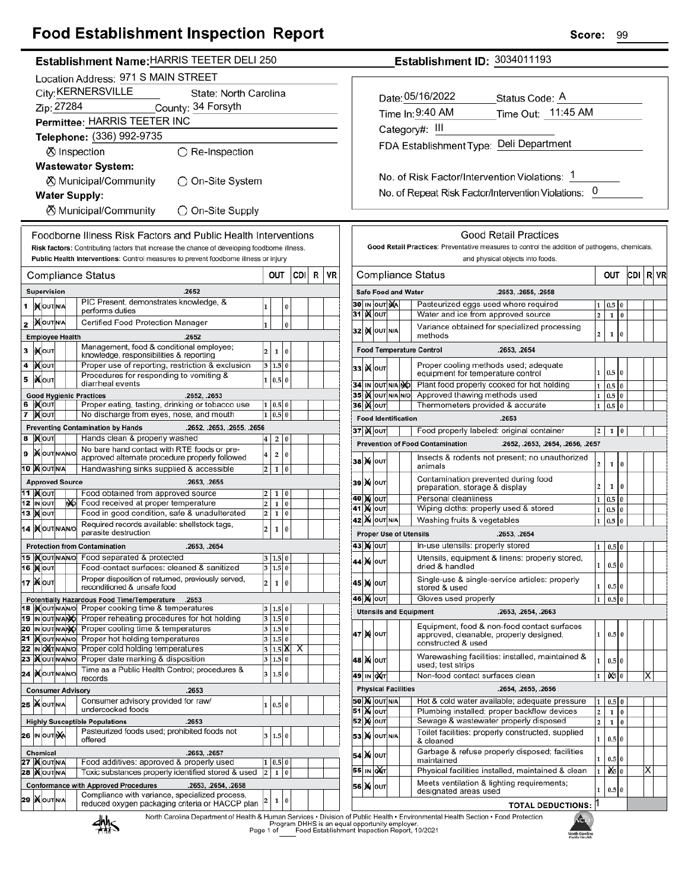# Food Establishment Inspection Report

**Score:** 99

**Establishment Name:** HARRIS TEETER DELI 250

**Establishment ID:** 3034011193

Location Address: 971 S MAIN STREET

City: KERNERSVILLE    State: North Carolina

Zip: 27284    County: 34 Forsyth

Permittee: HARRIS TEETER INC

Telephone: (336) 992-9735

☒ Inspection    ○ Re-Inspection

**Wastewater System:**

☒ Municipal/Community    ○ On-Site System

**Water Supply:**

☒ Municipal/Community    ○ On-Site Supply

Date: 05/16/2022    Status Code: A

Time In: 9:40 AM    Time Out: 11:45 AM

Category#: III

FDA Establishment Type: Deli Department

No. of Risk Factor/Intervention Violations: 1

No. of Repeat Risk Factor/Intervention Violations: 0

## Foodborne Illness Risk Factors and Public Health Interventions

**Risk factors:** Contributing factors that increase the chance of developing foodborne illness.

**Public Health Interventions:** Control measures to prevent foodborne illness or injury

| # | Status | Compliance Status | OUT | | | CDI | R | VR |
|---|---|---|---|---|---|---|---|---|
| | | **Supervision** .2652 | | | | | | |
| 1 | IN | PIC Present, demonstrates knowledge, & performs duties | 1 | | 0 | | | |
| 2 | IN | Certified Food Protection Manager | 1 | | 0 | | | |
| | | **Employee Health** .2652 | | | | | | |
| 3 | IN | Management, food & conditional employee; knowledge, responsibilities & reporting | 2 | 1 | 0 | | | |
| 4 | IN | Proper use of reporting, restriction & exclusion | 3 | 1.5 | 0 | | | |
| 5 | IN | Procedures for responding to vomiting & diarrheal events | 1 | 0.5 | 0 | | | |
| | | **Good Hygienic Practices** .2652, .2653 | | | | | | |
| 6 | IN | Proper eating, tasting, drinking or tobacco use | 1 | 0.5 | 0 | | | |
| 7 | IN | No discharge from eyes, nose, and mouth | 1 | 0.5 | 0 | | | |
| | | **Preventing Contamination by Hands** .2652, .2653, .2655, .2656 | | | | | | |
| 8 | IN | Hands clean & properly washed | 4 | 2 | 0 | | | |
| 9 | IN | No bare hand contact with RTE foods or pre-approved alternate procedure properly followed | 4 | 2 | 0 | | | |
| 10 | IN | Handwashing sinks supplied & accessible | 2 | 1 | 0 | | | |
| | | **Approved Source** .2653, .2655 | | | | | | |
| 11 | IN | Food obtained from approved source | 2 | 1 | 0 | | | |
| 12 | N/O | Food received at proper temperature | 2 | 1 | 0 | | | |
| 13 | IN | Food in good condition, safe & unadulterated | 2 | 1 | 0 | | | |
| 14 | IN | Required records available: shellstock tags, parasite destruction | 2 | 1 | 0 | | | |
| | | **Protection from Contamination** .2653, .2654 | | | | | | |
| 15 | IN | Food separated & protected | 3 | 1.5 | 0 | | | |
| 16 | IN | Food-contact surfaces: cleaned & sanitized | 3 | 1.5 | 0 | | | |
| 17 | IN | Proper disposition of returned, previously served, reconditioned & unsafe food | 2 | 1 | 0 | | | |
| | | **Potentially Hazardous Food Time/Temperature** .2653 | | | | | | |
| 18 | IN | Proper cooking time & temperatures | 3 | 1.5 | 0 | | | |
| 19 | N/O | Proper reheating procedures for hot holding | 3 | 1.5 | 0 | | | |
| 20 | N/O | Proper cooling time & temperatures | 3 | 1.5 | 0 | | | |
| 21 | IN | Proper hot holding temperatures | 3 | 1.5 | 0 | | | |
| 22 | OUT | Proper cold holding temperatures | 3 | 1.5 | X | X | | |
| 23 | IN | Proper date marking & disposition | 3 | 1.5 | 0 | | | |
| 24 | IN | Time as a Public Health Control; procedures & records | 3 | 1.5 | 0 | | | |
| | | **Consumer Advisory** .2653 | | | | | | |
| 25 | IN | Consumer advisory provided for raw/undercooked foods | 1 | 0.5 | 0 | | | |
| | | **Highly Susceptible Populations** .2653 | | | | | | |
| 26 | N/A | Pasteurized foods used; prohibited foods not offered | 3 | 1.5 | 0 | | | |
| | | **Chemical** .2653, .2657 | | | | | | |
| 27 | IN | Food additives: approved & properly used | 1 | 0.5 | 0 | | | |
| 28 | IN | Toxic substances properly identified stored & used | 2 | 1 | 0 | | | |
| | | **Conformance with Approved Procedures** .2653, .2654, .2658 | | | | | | |
| 29 | IN | Compliance with variance, specialized process, reduced oxygen packaging criteria or HACCP plan | 2 | 1 | 0 | | | |

## Good Retail Practices

**Good Retail Practices:** Preventative measures to control the addition of pathogens, chemicals, and physical objects into foods.

| # | Status | Compliance Status | OUT | | | CDI | R | VR |
|---|---|---|---|---|---|---|---|---|
| | | **Safe Food and Water** .2653, .2655, .2658 | | | | | | |
| 30 | N/A | Pasteurized eggs used where required | 1 | 0.5 | 0 | | | |
| 31 | IN | Water and ice from approved source | 2 | 1 | 0 | | | |
| 32 | IN | Variance obtained for specialized processing methods | 2 | 1 | 0 | | | |
| | | **Food Temperature Control** .2653, .2654 | | | | | | |
| 33 | IN | Proper cooling methods used; adequate equipment for temperature control | 1 | 0.5 | 0 | | | |
| 34 | N/O | Plant food properly cooked for hot holding | 1 | 0.5 | 0 | | | |
| 35 | IN | Approved thawing methods used | 1 | 0.5 | 0 | | | |
| 36 | IN | Thermometers provided & accurate | 1 | 0.5 | 0 | | | |
| | | **Food Identification** .2653 | | | | | | |
| 37 | IN | Food properly labeled: original container | 2 | 1 | 0 | | | |
| | | **Prevention of Food Contamination** .2652, .2653, .2654, .2656, .2657 | | | | | | |
| 38 | IN | Insects & rodents not present; no unauthorized animals | 2 | 1 | 0 | | | |
| 39 | IN | Contamination prevented during food preparation, storage & display | 2 | 1 | 0 | | | |
| 40 | IN | Personal cleanliness | 1 | 0.5 | 0 | | | |
| 41 | IN | Wiping cloths: properly used & stored | 1 | 0.5 | 0 | | | |
| 42 | IN | Washing fruits & vegetables | 1 | 0.5 | 0 | | | |
| | | **Proper Use of Utensils** .2653, .2654 | | | | | | |
| 43 | IN | In-use utensils: properly stored | 1 | 0.5 | 0 | | | |
| 44 | IN | Utensils, equipment & linens: properly stored, dried & handled | 1 | 0.5 | 0 | | | |
| 45 | IN | Single-use & single-service articles: properly stored & used | 1 | 0.5 | 0 | | | |
| 46 | IN | Gloves used properly | 1 | 0.5 | 0 | | | |
| | | **Utensils and Equipment** .2653, .2654, .2663 | | | | | | |
| 47 | IN | Equipment, food & non-food contact surfaces approved, cleanable, properly designed, constructed & used | 1 | 0.5 | 0 | | | |
| 48 | IN | Warewashing facilities: installed, maintained & used; test strips | 1 | 0.5 | 0 | | | |
| 49 | OUT | Non-food contact surfaces clean | 1 | X | 0 | | | X |
| | | **Physical Facilities** .2654, .2655, .2656 | | | | | | |
| 50 | IN | Hot & cold water available; adequate pressure | 1 | 0.5 | 0 | | | |
| 51 | IN | Plumbing installed; proper backflow devices | 2 | 1 | 0 | | | |
| 52 | IN | Sewage & wastewater properly disposed | 2 | 1 | 0 | | | |
| 53 | IN | Toilet facilities: properly constructed, supplied & cleaned | 1 | 0.5 | 0 | | | |
| 54 | IN | Garbage & refuse properly disposed; facilities maintained | 1 | 0.5 | 0 | | | |
| 55 | OUT | Physical facilities installed, maintained & clean | 1 | X | 0 | | | X |
| 56 | IN | Meets ventilation & lighting requirements; designated areas used | 1 | 0.5 | 0 | | | |
| | | **TOTAL DEDUCTIONS:** 1 | | | | | | |

North Carolina Department of Health & Human Services • Division of Public Health • Environmental Health Section • Food Protection Program DHHS is an equal opportunity employer.

Food Establishment Inspection Report, 10/2021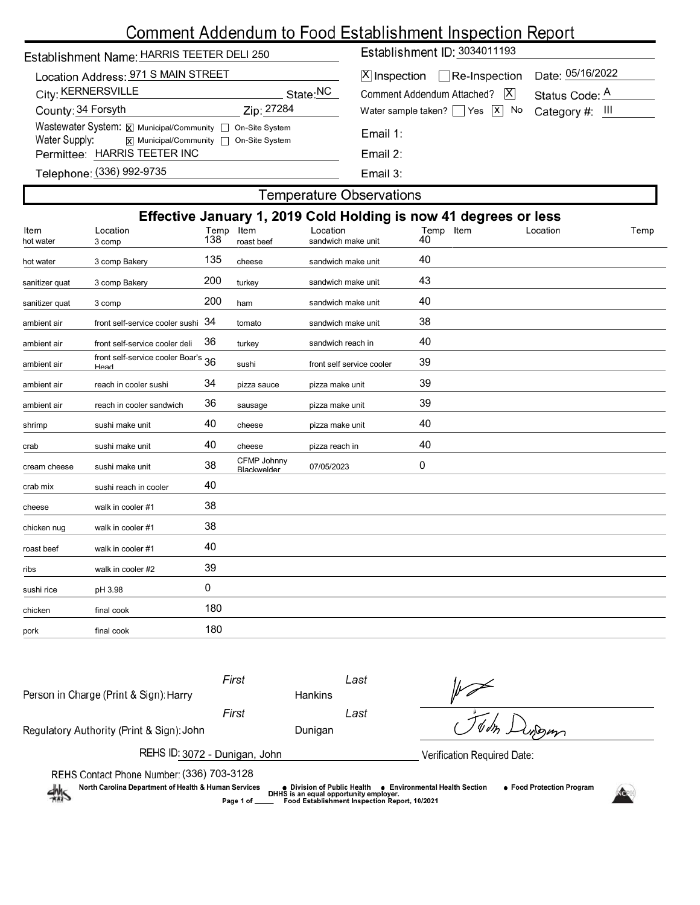# Comment Addendum to Food Establishment Inspection Report

Establishment Name: HARRIS TEETER DELI 250

Establishment ID: 3034011193

Location Address: 971 S MAIN STREET

City: KERNERSVILLE State: NC

County: 34 Forsyth Zip: 27284

Wastewater System: [X] Municipal/Community [ ] On-Site System

Water Supply: [X] Municipal/Community [ ] On-Site System

Permittee: HARRIS TEETER INC

Telephone: (336) 992-9735

[X] Inspection [ ] Re-Inspection Date: 05/16/2022

Comment Addendum Attached? [X] Status Code: A

Water sample taken? [ ] Yes [X] No Category #: III

Email 1:

Email 2:

Email 3:

## Temperature Observations

### Effective January 1, 2019 Cold Holding is now 41 degrees or less

| Item | Location | Temp | Item | Location | Temp | Item | Location | Temp |
|---|---|---|---|---|---|---|---|---|
| hot water | 3 comp | 138 | roast beef | sandwich make unit | 40 | | | |
| hot water | 3 comp Bakery | 135 | cheese | sandwich make unit | 40 | | | |
| sanitizer quat | 3 comp Bakery | 200 | turkey | sandwich make unit | 43 | | | |
| sanitizer quat | 3 comp | 200 | ham | sandwich make unit | 40 | | | |
| ambient air | front self-service cooler sushi | 34 | tomato | sandwich make unit | 38 | | | |
| ambient air | front self-service cooler deli | 36 | turkey | sandwich reach in | 40 | | | |
| ambient air | front self-service cooler Boar's Head | 36 | sushi | front self service cooler | 39 | | | |
| ambient air | reach in cooler sushi | 34 | pizza sauce | pizza make unit | 39 | | | |
| ambient air | reach in cooler sandwich | 36 | sausage | pizza make unit | 39 | | | |
| shrimp | sushi make unit | 40 | cheese | pizza make unit | 40 | | | |
| crab | sushi make unit | 40 | cheese | pizza reach in | 40 | | | |
| cream cheese | sushi make unit | 38 | CFMP Johnny Blackwelder | 07/05/2023 | 0 | | | |
| crab mix | sushi reach in cooler | 40 | | | | | | |
| cheese | walk in cooler #1 | 38 | | | | | | |
| chicken nug | walk in cooler #1 | 38 | | | | | | |
| roast beef | walk in cooler #1 | 40 | | | | | | |
| ribs | walk in cooler #2 | 39 | | | | | | |
| sushi rice | pH 3.98 | 0 | | | | | | |
| chicken | final cook | 180 | | | | | | |
| pork | final cook | 180 | | | | | | |

Person in Charge (Print & Sign): First Harry Last Hankins

Regulatory Authority (Print & Sign): First John Last Dunigan

REHS ID: 3072 - Dunigan, John

Verification Required Date:

REHS Contact Phone Number: (336) 703-3128

North Carolina Department of Health & Human Services • Division of Public Health • Environmental Health Section • Food Protection Program

DHHS is an equal opportunity employer.

Food Establishment Inspection Report, 10/2021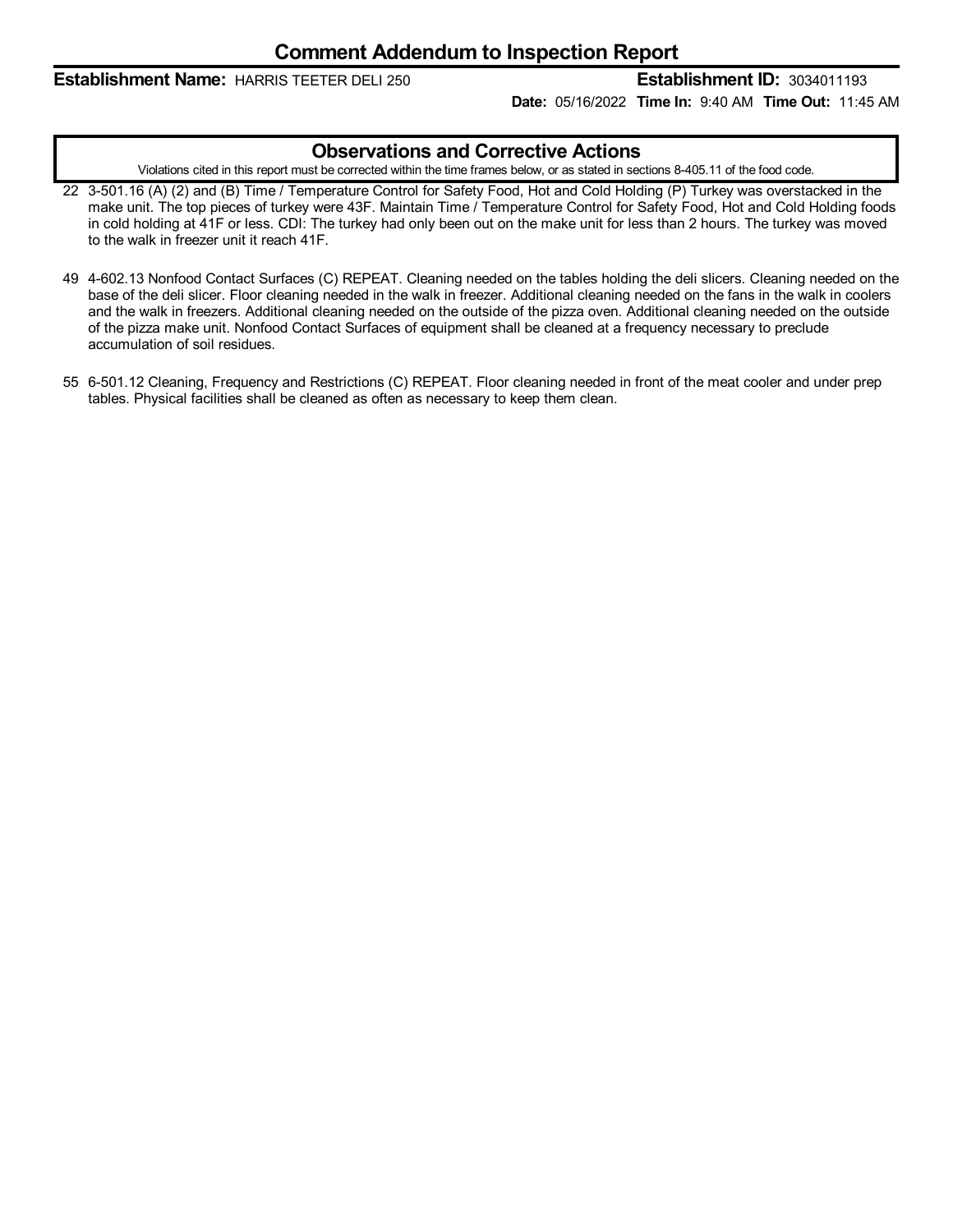# Comment Addendum to Inspection Report

**Establishment Name:** HARRIS TEETER DELI 250 **Establishment ID:** 3034011193

**Date:** 05/16/2022 **Time In:** 9:40 AM **Time Out:** 11:45 AM

## Observations and Corrective Actions

Violations cited in this report must be corrected within the time frames below, or as stated in sections 8-405.11 of the food code.

22 3-501.16 (A) (2) and (B) Time / Temperature Control for Safety Food, Hot and Cold Holding (P) Turkey was overstacked in the make unit. The top pieces of turkey were 43F. Maintain Time / Temperature Control for Safety Food, Hot and Cold Holding foods in cold holding at 41F or less. CDI: The turkey had only been out on the make unit for less than 2 hours. The turkey was moved to the walk in freezer unit it reach 41F.

49 4-602.13 Nonfood Contact Surfaces (C) REPEAT. Cleaning needed on the tables holding the deli slicers. Cleaning needed on the base of the deli slicer. Floor cleaning needed in the walk in freezer. Additional cleaning needed on the fans in the walk in coolers and the walk in freezers. Additional cleaning needed on the outside of the pizza oven. Additional cleaning needed on the outside of the pizza make unit. Nonfood Contact Surfaces of equipment shall be cleaned at a frequency necessary to preclude accumulation of soil residues.

55 6-501.12 Cleaning, Frequency and Restrictions (C) REPEAT. Floor cleaning needed in front of the meat cooler and under prep tables. Physical facilities shall be cleaned as often as necessary to keep them clean.